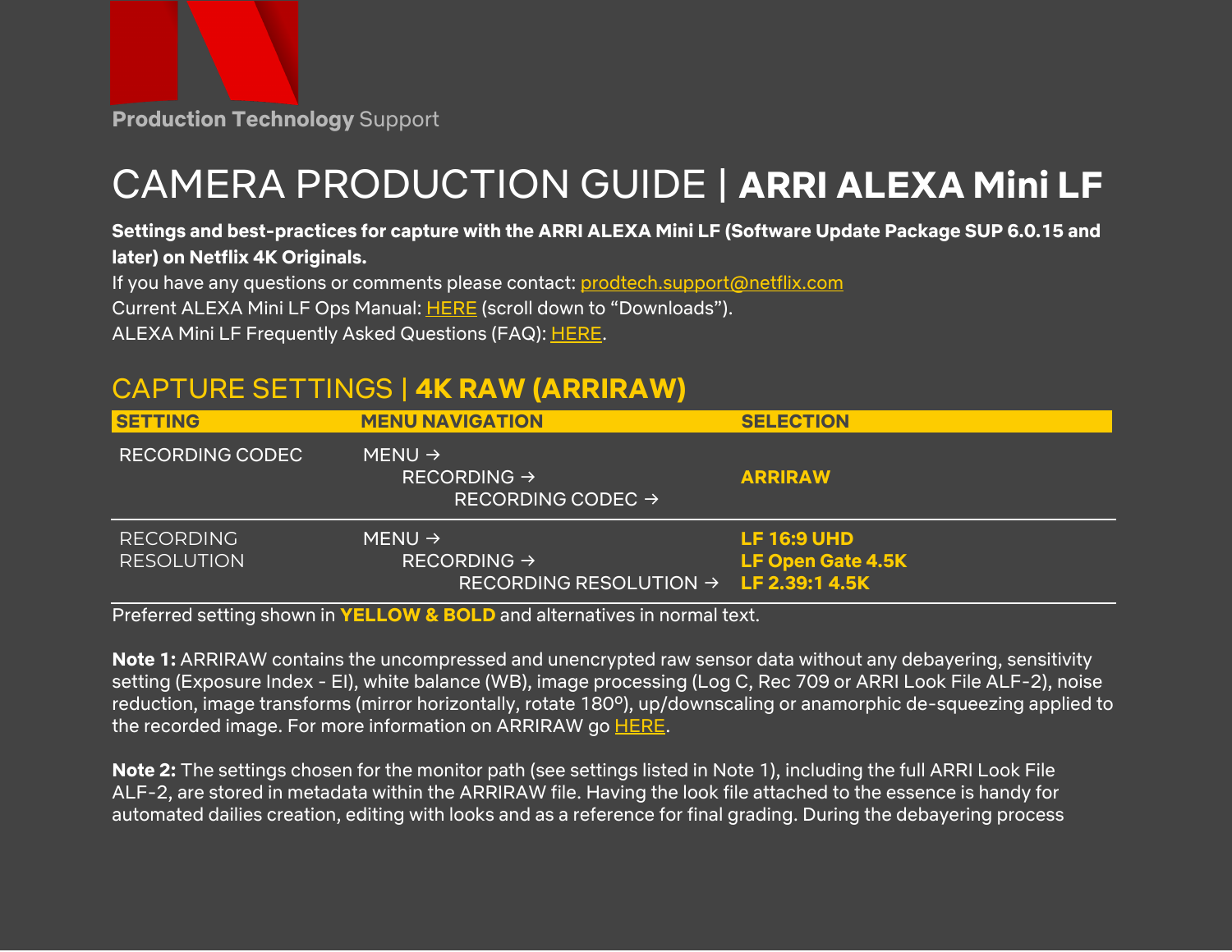Production Technology Support

# CAMERA PRODUCTION GUIDE | **ARRI ALEXA Mini LF**

**Settings and best-practices for capture with the ARRI ALEXA Mini LF (Software Update Package SUP 6.0.15 and later) on Netflix 4K Originals.**

If you have any questions or comments please contact: prodtech.support@netflix.com

Current ALEXA Mini LF Ops Manual: HERE (scroll down to “Downloads”).

ALEXA Mini LF Frequently Asked Questions (FAQ): HERE.

## CAPTURE SETTINGS | **4K RAW (ARRIRAW)**

| SETTING | MENU NAVIGATION | SELECTION |
|---|---|---|
| RECORDING CODEC | MENU → RECORDING → RECORDING CODEC → | **ARRIRAW** |
| RECORDING RESOLUTION | MENU → RECORDING → RECORDING RESOLUTION → | **LF 16:9 UHD**<br>**LF Open Gate 4.5K**<br>**LF 2.39:1 4.5K** |

Preferred setting shown in **YELLOW & BOLD** and alternatives in normal text.

**Note 1:** ARRIRAW contains the uncompressed and unencrypted raw sensor data without any debayering, sensitivity setting (Exposure Index - EI), white balance (WB), image processing (Log C, Rec 709 or ARRI Look File ALF-2), noise reduction, image transforms (mirror horizontally, rotate 180º), up/downscaling or anamorphic de-squeezing applied to the recorded image. For more information on ARRIRAW go HERE.

**Note 2:** The settings chosen for the monitor path (see settings listed in Note 1), including the full ARRI Look File ALF-2, are stored in metadata within the ARRIRAW file. Having the look file attached to the essence is handy for automated dailies creation, editing with looks and as a reference for final grading. During the debayering process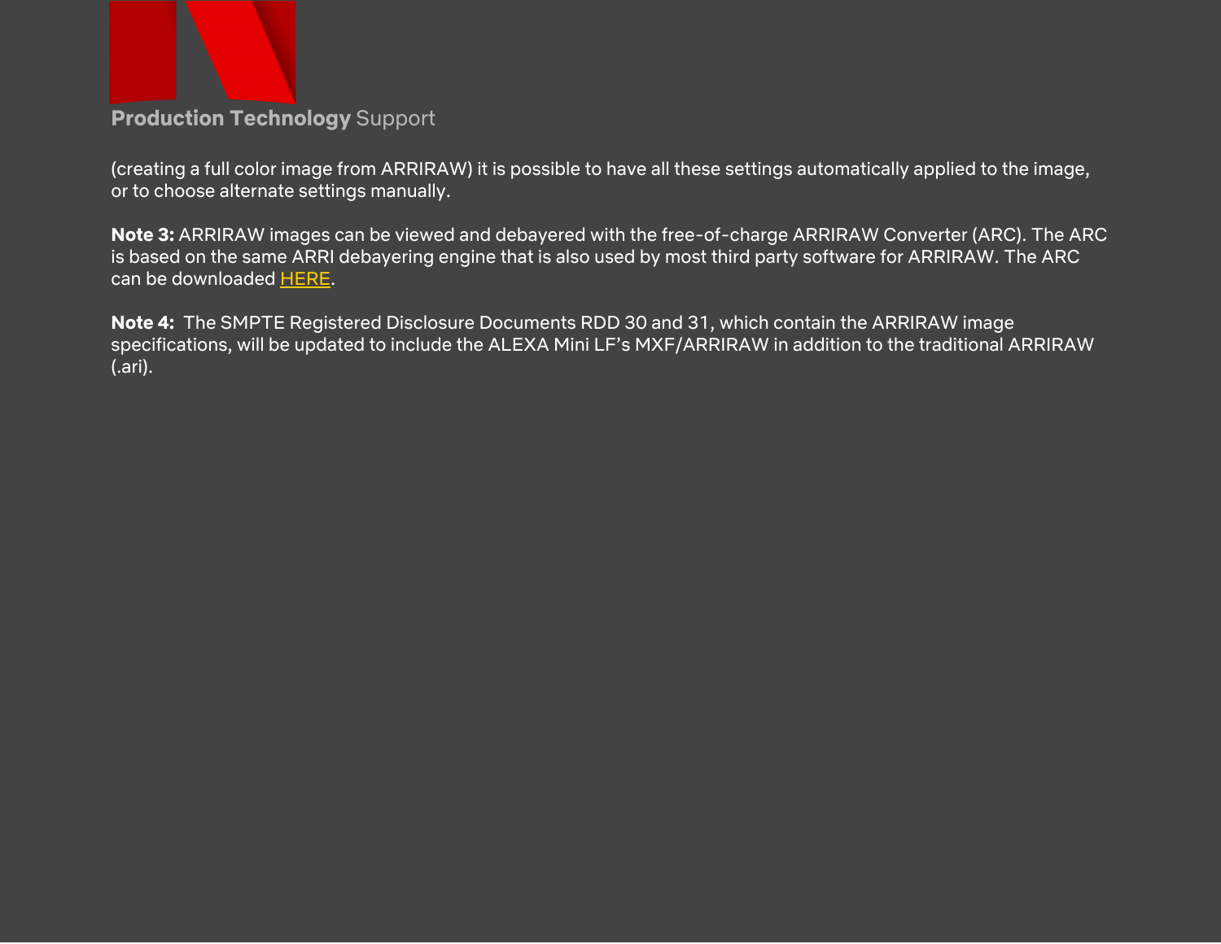(creating a full color image from ARRIRAW) it is possible to have all these settings automatically applied to the image, or to choose alternate settings manually.

**Note 3:** ARRIRAW images can be viewed and debayered with the free-of-charge ARRIRAW Converter (ARC). The ARC is based on the same ARRI debayering engine that is also used by most third party software for ARRIRAW. The ARC can be downloaded HERE.

**Note 4:** The SMPTE Registered Disclosure Documents RDD 30 and 31, which contain the ARRIRAW image specifications, will be updated to include the ALEXA Mini LF's MXF/ARRIRAW in addition to the traditional ARRIRAW (.ari).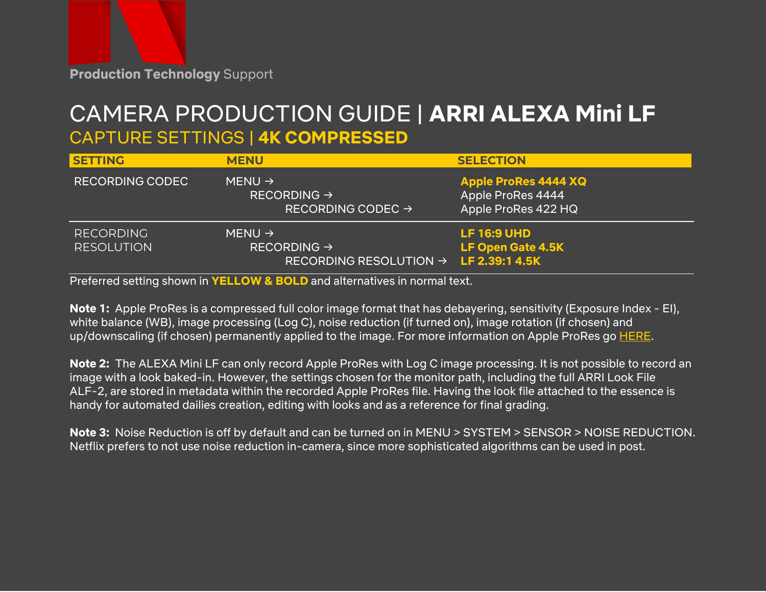Production Technology Support

# CAMERA PRODUCTION GUIDE | **ARRI ALEXA Mini LF**

## CAPTURE SETTINGS | **4K COMPRESSED**

| SETTING | MENU | SELECTION |
|---|---|---|
| RECORDING CODEC | MENU → RECORDING → RECORDING CODEC → | **Apple ProRes 4444 XQ**<br>Apple ProRes 4444<br>Apple ProRes 422 HQ |
| RECORDING RESOLUTION | MENU → RECORDING → RECORDING RESOLUTION → | **LF 16:9 UHD**<br>**LF Open Gate 4.5K**<br>**LF 2.39:1 4.5K** |

Preferred setting shown in **YELLOW & BOLD** and alternatives in normal text.

**Note 1:** Apple ProRes is a compressed full color image format that has debayering, sensitivity (Exposure Index - EI), white balance (WB), image processing (Log C), noise reduction (if turned on), image rotation (if chosen) and up/downscaling (if chosen) permanently applied to the image. For more information on Apple ProRes go HERE.

**Note 2:** The ALEXA Mini LF can only record Apple ProRes with Log C image processing. It is not possible to record an image with a look baked-in. However, the settings chosen for the monitor path, including the full ARRI Look File ALF-2, are stored in metadata within the recorded Apple ProRes file. Having the look file attached to the essence is handy for automated dailies creation, editing with looks and as a reference for final grading.

**Note 3:** Noise Reduction is off by default and can be turned on in MENU > SYSTEM > SENSOR > NOISE REDUCTION. Netflix prefers to not use noise reduction in-camera, since more sophisticated algorithms can be used in post.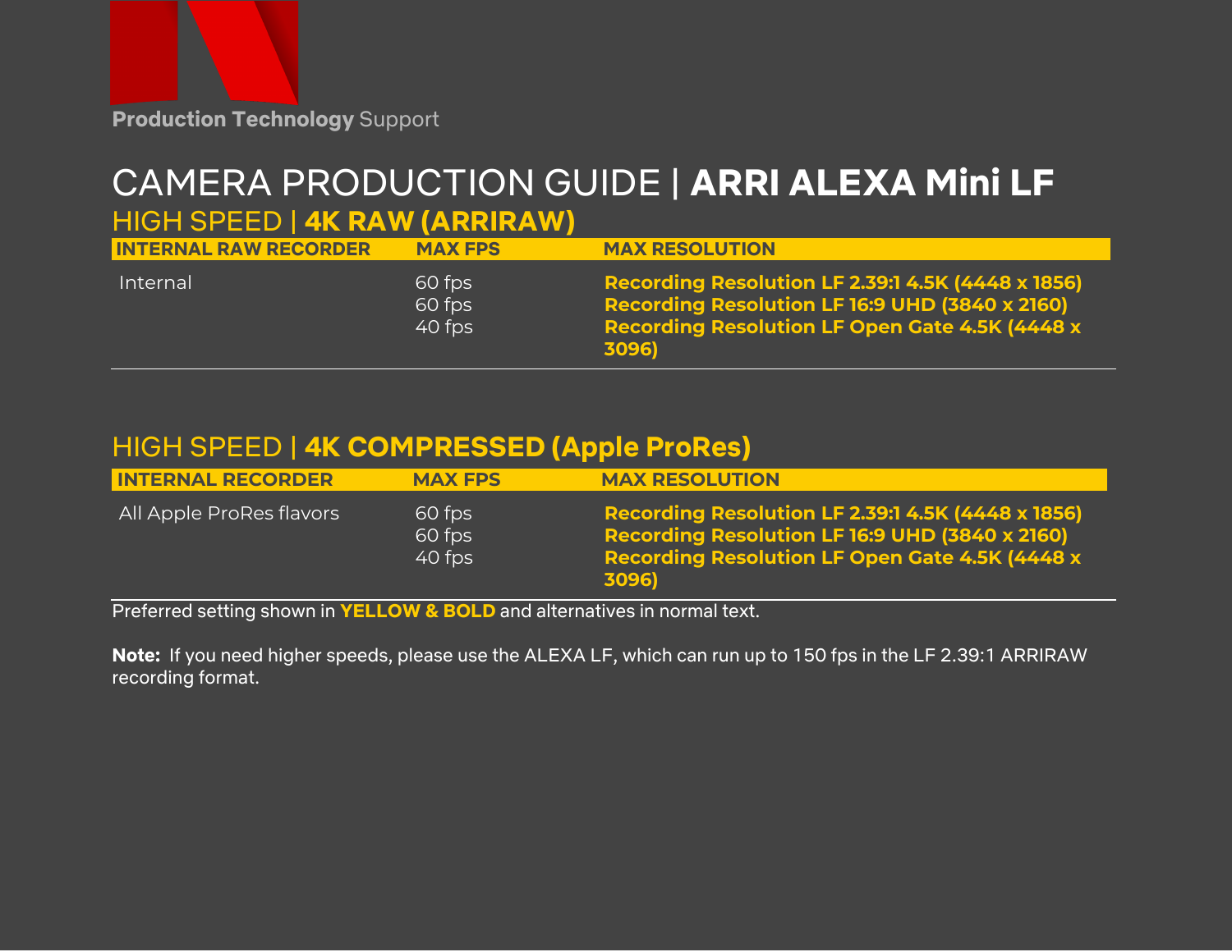Production Technology Support

# CAMERA PRODUCTION GUIDE | **ARRI ALEXA Mini LF**

## HIGH SPEED | **4K RAW (ARRIRAW)**

| INTERNAL RAW RECORDER | MAX FPS | MAX RESOLUTION |
|---|---|---|
| Internal | 60 fps | **Recording Resolution LF 2.39:1 4.5K (4448 x 1856)** |
| | 60 fps | **Recording Resolution LF 16:9 UHD (3840 x 2160)** |
| | 40 fps | **Recording Resolution LF Open Gate 4.5K (4448 x 3096)** |

## HIGH SPEED | **4K COMPRESSED (Apple ProRes)**

| INTERNAL RECORDER | MAX FPS | MAX RESOLUTION |
|---|---|---|
| All Apple ProRes flavors | 60 fps | **Recording Resolution LF 2.39:1 4.5K (4448 x 1856)** |
| | 60 fps | **Recording Resolution LF 16:9 UHD (3840 x 2160)** |
| | 40 fps | **Recording Resolution LF Open Gate 4.5K (4448 x 3096)** |

Preferred setting shown in **YELLOW & BOLD** and alternatives in normal text.

**Note:** If you need higher speeds, please use the ALEXA LF, which can run up to 150 fps in the LF 2.39:1 ARRIRAW recording format.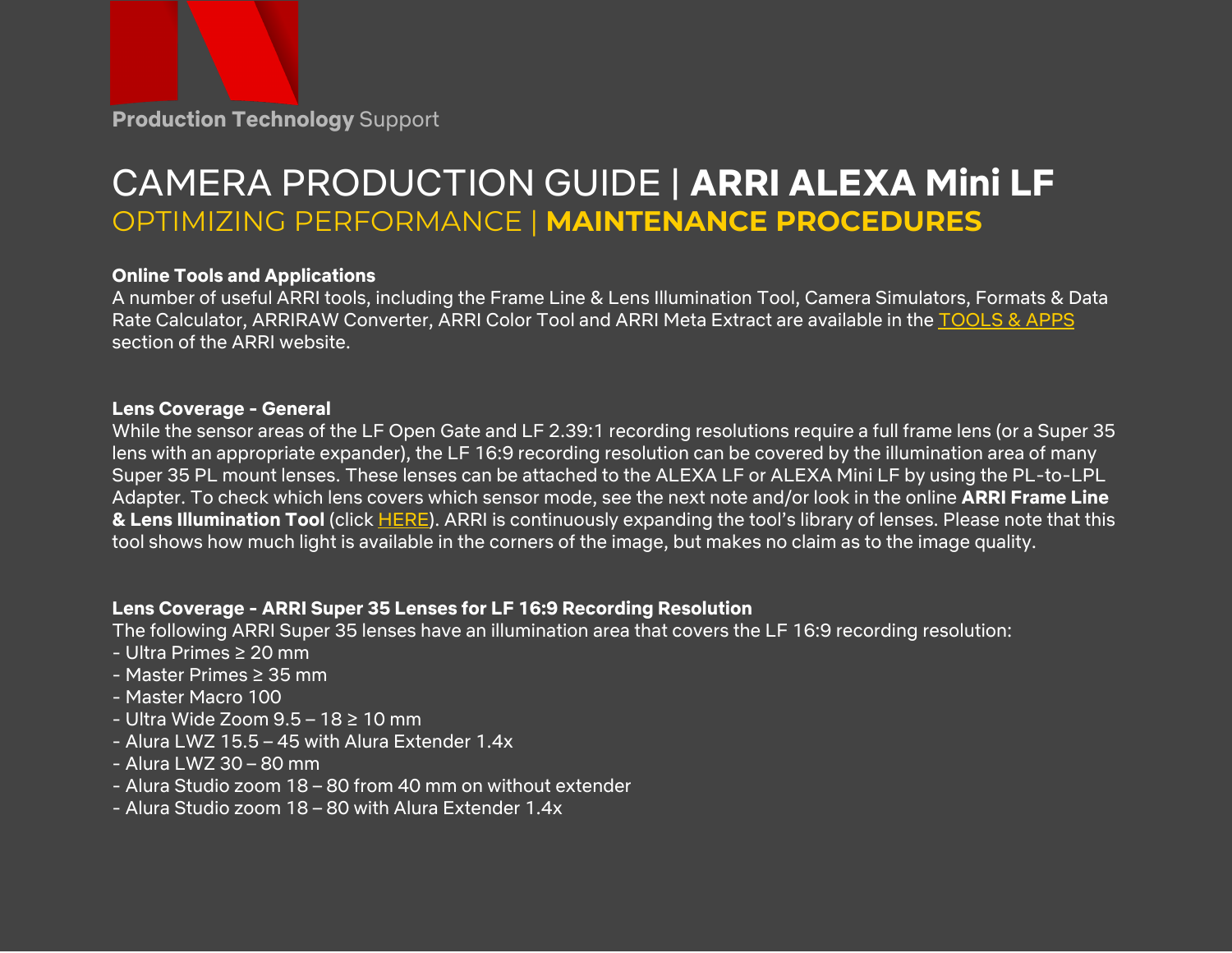# CAMERA PRODUCTION GUIDE | **ARRI ALEXA Mini LF**

## OPTIMIZING PERFORMANCE | **MAINTENANCE PROCEDURES**

**Online Tools and Applications**
A number of useful ARRI tools, including the Frame Line & Lens Illumination Tool, Camera Simulators, Formats & Data Rate Calculator, ARRIRAW Converter, ARRI Color Tool and ARRI Meta Extract are available in the TOOLS & APPS section of the ARRI website.

**Lens Coverage - General**
While the sensor areas of the LF Open Gate and LF 2.39:1 recording resolutions require a full frame lens (or a Super 35 lens with an appropriate expander), the LF 16:9 recording resolution can be covered by the illumination area of many Super 35 PL mount lenses. These lenses can be attached to the ALEXA LF or ALEXA Mini LF by using the PL-to-LPL Adapter. To check which lens covers which sensor mode, see the next note and/or look in the online **ARRI Frame Line & Lens Illumination Tool** (click HERE). ARRI is continuously expanding the tool's library of lenses. Please note that this tool shows how much light is available in the corners of the image, but makes no claim as to the image quality.

**Lens Coverage - ARRI Super 35 Lenses for LF 16:9 Recording Resolution**
The following ARRI Super 35 lenses have an illumination area that covers the LF 16:9 recording resolution:
- Ultra Primes ≥ 20 mm
- Master Primes ≥ 35 mm
- Master Macro 100
- Ultra Wide Zoom 9.5 – 18 ≥ 10 mm
- Alura LWZ 15.5 – 45 with Alura Extender 1.4x
- Alura LWZ 30 – 80 mm
- Alura Studio zoom 18 – 80 from 40 mm on without extender
- Alura Studio zoom 18 – 80 with Alura Extender 1.4x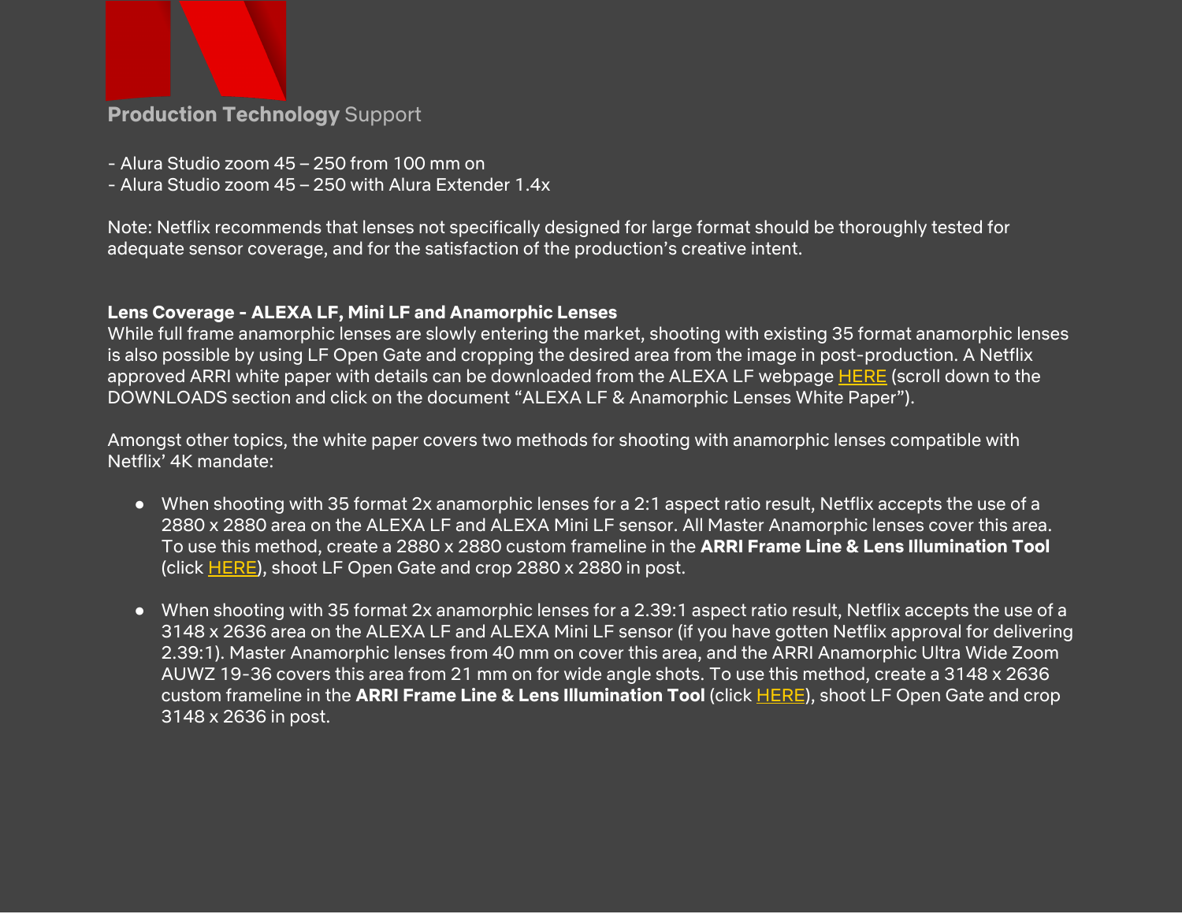- Alura Studio zoom 45 – 250 from 100 mm on
- Alura Studio zoom 45 – 250 with Alura Extender 1.4x

Note: Netflix recommends that lenses not specifically designed for large format should be thoroughly tested for adequate sensor coverage, and for the satisfaction of the production's creative intent.

**Lens Coverage - ALEXA LF, Mini LF and Anamorphic Lenses**

While full frame anamorphic lenses are slowly entering the market, shooting with existing 35 format anamorphic lenses is also possible by using LF Open Gate and cropping the desired area from the image in post-production. A Netflix approved ARRI white paper with details can be downloaded from the ALEXA LF webpage HERE (scroll down to the DOWNLOADS section and click on the document "ALEXA LF & Anamorphic Lenses White Paper").

Amongst other topics, the white paper covers two methods for shooting with anamorphic lenses compatible with Netflix' 4K mandate:

- When shooting with 35 format 2x anamorphic lenses for a 2:1 aspect ratio result, Netflix accepts the use of a 2880 x 2880 area on the ALEXA LF and ALEXA Mini LF sensor. All Master Anamorphic lenses cover this area. To use this method, create a 2880 x 2880 custom frameline in the **ARRI Frame Line & Lens Illumination Tool** (click HERE), shoot LF Open Gate and crop 2880 x 2880 in post.

- When shooting with 35 format 2x anamorphic lenses for a 2.39:1 aspect ratio result, Netflix accepts the use of a 3148 x 2636 area on the ALEXA LF and ALEXA Mini LF sensor (if you have gotten Netflix approval for delivering 2.39:1). Master Anamorphic lenses from 40 mm on cover this area, and the ARRI Anamorphic Ultra Wide Zoom AUWZ 19-36 covers this area from 21 mm on for wide angle shots. To use this method, create a 3148 x 2636 custom frameline in the **ARRI Frame Line & Lens Illumination Tool** (click HERE), shoot LF Open Gate and crop 3148 x 2636 in post.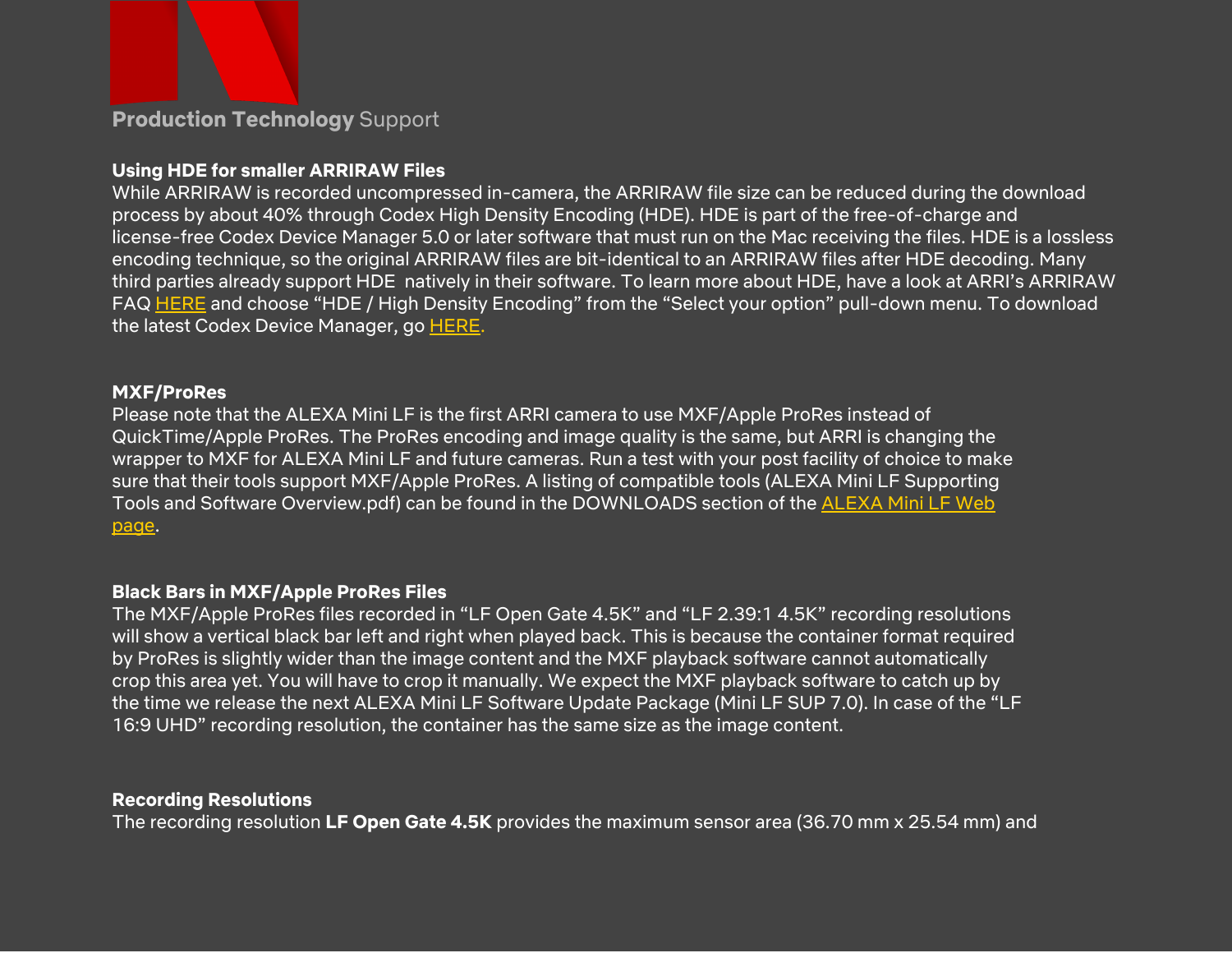### Using HDE for smaller ARRIRAW Files

While ARRIRAW is recorded uncompressed in-camera, the ARRIRAW file size can be reduced during the download process by about 40% through Codex High Density Encoding (HDE). HDE is part of the free-of-charge and license-free Codex Device Manager 5.0 or later software that must run on the Mac receiving the files. HDE is a lossless encoding technique, so the original ARRIRAW files are bit-identical to an ARRIRAW files after HDE decoding. Many third parties already support HDE  natively in their software. To learn more about HDE, have a look at ARRI's ARRIRAW FAQ HERE and choose "HDE / High Density Encoding" from the "Select your option" pull-down menu. To download the latest Codex Device Manager, go HERE.

### MXF/ProRes

Please note that the ALEXA Mini LF is the first ARRI camera to use MXF/Apple ProRes instead of QuickTime/Apple ProRes. The ProRes encoding and image quality is the same, but ARRI is changing the wrapper to MXF for ALEXA Mini LF and future cameras. Run a test with your post facility of choice to make sure that their tools support MXF/Apple ProRes. A listing of compatible tools (ALEXA Mini LF Supporting Tools and Software Overview.pdf) can be found in the DOWNLOADS section of the ALEXA Mini LF Web page.

### Black Bars in MXF/Apple ProRes Files

The MXF/Apple ProRes files recorded in "LF Open Gate 4.5K" and "LF 2.39:1 4.5K" recording resolutions will show a vertical black bar left and right when played back. This is because the container format required by ProRes is slightly wider than the image content and the MXF playback software cannot automatically crop this area yet. You will have to crop it manually. We expect the MXF playback software to catch up by the time we release the next ALEXA Mini LF Software Update Package (Mini LF SUP 7.0). In case of the "LF 16:9 UHD" recording resolution, the container has the same size as the image content.

### Recording Resolutions

The recording resolution **LF Open Gate 4.5K** provides the maximum sensor area (36.70 mm x 25.54 mm) and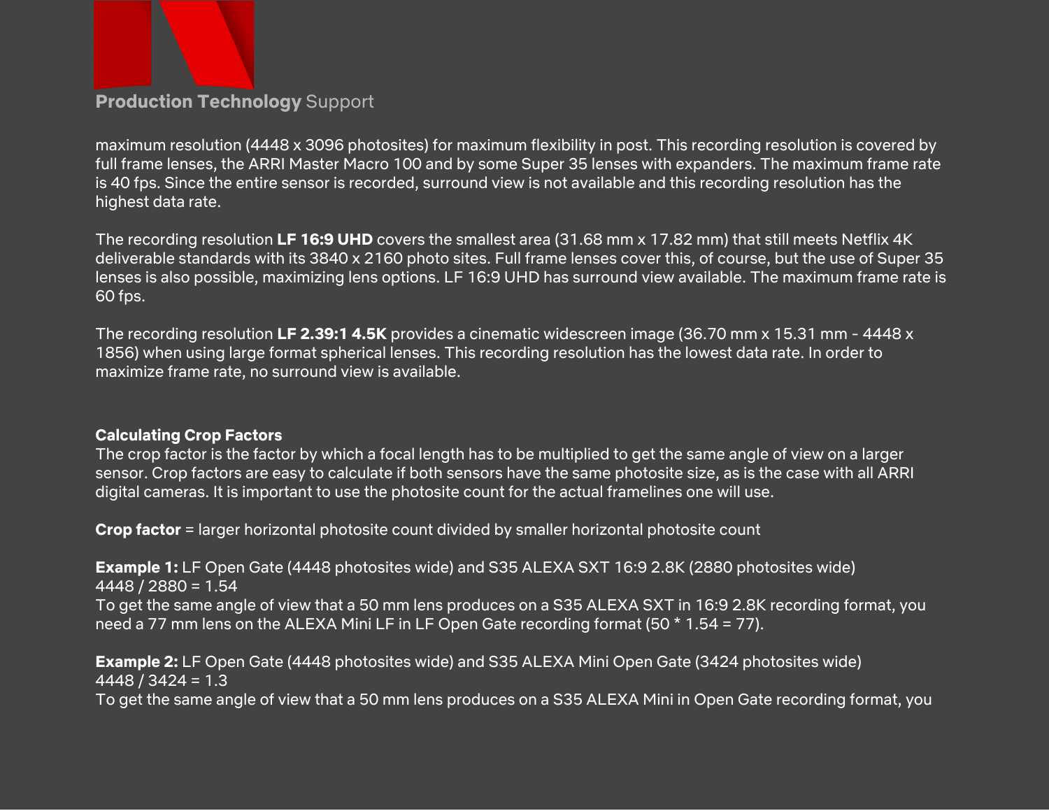maximum resolution (4448 x 3096 photosites) for maximum flexibility in post. This recording resolution is covered by full frame lenses, the ARRI Master Macro 100 and by some Super 35 lenses with expanders. The maximum frame rate is 40 fps. Since the entire sensor is recorded, surround view is not available and this recording resolution has the highest data rate.

The recording resolution **LF 16:9 UHD** covers the smallest area (31.68 mm x 17.82 mm) that still meets Netflix 4K deliverable standards with its 3840 x 2160 photo sites. Full frame lenses cover this, of course, but the use of Super 35 lenses is also possible, maximizing lens options. LF 16:9 UHD has surround view available. The maximum frame rate is 60 fps.

The recording resolution **LF 2.39:1 4.5K** provides a cinematic widescreen image (36.70 mm x 15.31 mm - 4448 x 1856) when using large format spherical lenses. This recording resolution has the lowest data rate. In order to maximize frame rate, no surround view is available.

**Calculating Crop Factors**

The crop factor is the factor by which a focal length has to be multiplied to get the same angle of view on a larger sensor. Crop factors are easy to calculate if both sensors have the same photosite size, as is the case with all ARRI digital cameras. It is important to use the photosite count for the actual framelines one will use.

**Crop factor** = larger horizontal photosite count divided by smaller horizontal photosite count

**Example 1:** LF Open Gate (4448 photosites wide) and S35 ALEXA SXT 16:9 2.8K (2880 photosites wide)
4448 / 2880 = 1.54
To get the same angle of view that a 50 mm lens produces on a S35 ALEXA SXT in 16:9 2.8K recording format, you need a 77 mm lens on the ALEXA Mini LF in LF Open Gate recording format (50 * 1.54 = 77).

**Example 2:** LF Open Gate (4448 photosites wide) and S35 ALEXA Mini Open Gate (3424 photosites wide)
4448 / 3424 = 1.3
To get the same angle of view that a 50 mm lens produces on a S35 ALEXA Mini in Open Gate recording format, you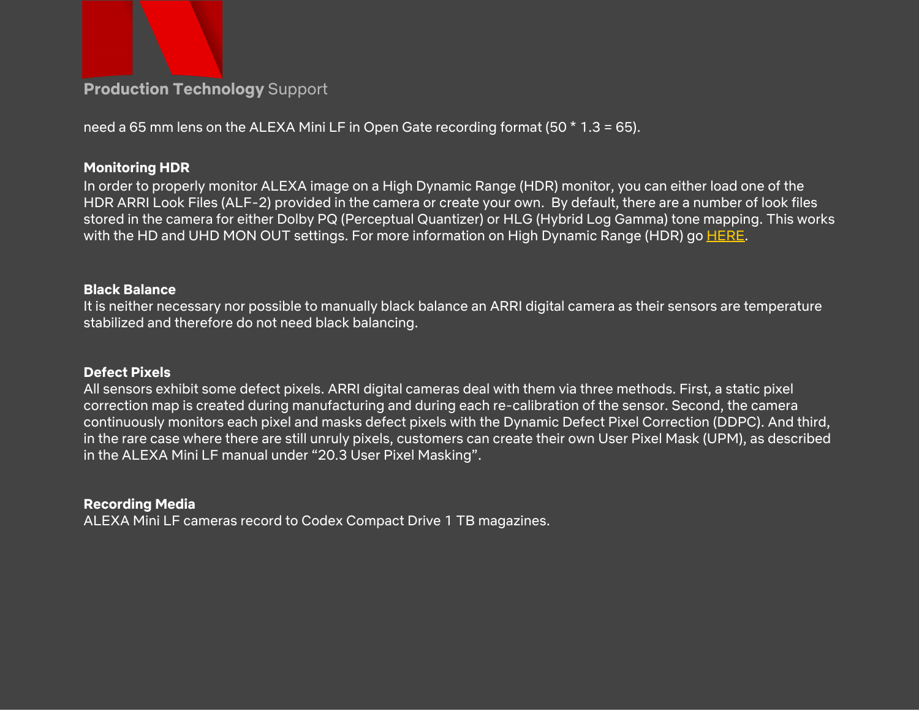need a 65 mm lens on the ALEXA Mini LF in Open Gate recording format (50 * 1.3 = 65).

**Monitoring HDR**

In order to properly monitor ALEXA image on a High Dynamic Range (HDR) monitor, you can either load one of the HDR ARRI Look Files (ALF-2) provided in the camera or create your own. By default, there are a number of look files stored in the camera for either Dolby PQ (Perceptual Quantizer) or HLG (Hybrid Log Gamma) tone mapping. This works with the HD and UHD MON OUT settings. For more information on High Dynamic Range (HDR) go HERE.

**Black Balance**

It is neither necessary nor possible to manually black balance an ARRI digital camera as their sensors are temperature stabilized and therefore do not need black balancing.

**Defect Pixels**

All sensors exhibit some defect pixels. ARRI digital cameras deal with them via three methods. First, a static pixel correction map is created during manufacturing and during each re-calibration of the sensor. Second, the camera continuously monitors each pixel and masks defect pixels with the Dynamic Defect Pixel Correction (DDPC). And third, in the rare case where there are still unruly pixels, customers can create their own User Pixel Mask (UPM), as described in the ALEXA Mini LF manual under “20.3 User Pixel Masking”.

**Recording Media**

ALEXA Mini LF cameras record to Codex Compact Drive 1 TB magazines.